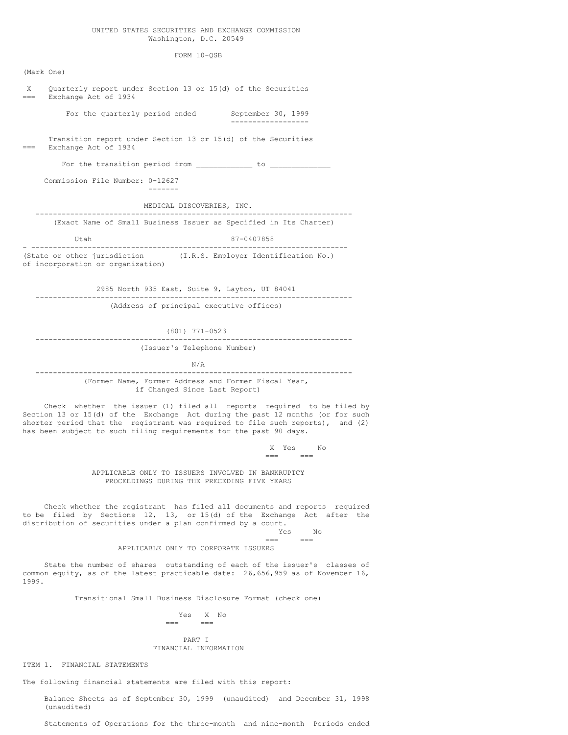UNITED STATES SECURITIES AND EXCHANGE COMMISSION
Washington, D.C. 20549

FORM 10-QSB

(Mark One)

X Quarterly report under Section 13 or 15(d) of the Securities Exchange Act of 1934

For the quarterly period ended September 30, 1999

Transition report under Section 13 or 15(d) of the Securities Exchange Act of 1934

For the transition period from ____________ to _____________

Commission File Number: 0-12627

MEDICAL DISCOVERIES, INC.

(Exact Name of Small Business Issuer as Specified in Its Charter)

| Utah | 87-0407858 |
|---|---|
| (State or other jurisdiction of incorporation or organization) | (I.R.S. Employer Identification No.) |

2985 North 935 East, Suite 9, Layton, UT 84041

(Address of principal executive offices)

(801) 771-0523

(Issuer's Telephone Number)

N/A

(Former Name, Former Address and Former Fiscal Year, if Changed Since Last Report)

Check whether the issuer (1) filed all reports required to be filed by Section 13 or 15(d) of the Exchange Act during the past 12 months (or for such shorter period that the registrant was required to file such reports), and (2) has been subject to such filing requirements for the past 90 days.

X Yes No

APPLICABLE ONLY TO ISSUERS INVOLVED IN BANKRUPTCY PROCEEDINGS DURING THE PRECEDING FIVE YEARS

Check whether the registrant has filed all documents and reports required to be filed by Sections 12, 13, or 15(d) of the Exchange Act after the distribution of securities under a plan confirmed by a court.

Yes No

APPLICABLE ONLY TO CORPORATE ISSUERS

State the number of shares outstanding of each of the issuer's classes of common equity, as of the latest practicable date: 26,656,959 as of November 16, 1999.

Transitional Small Business Disclosure Format (check one)

Yes X No

PART I
FINANCIAL INFORMATION

ITEM 1. FINANCIAL STATEMENTS

The following financial statements are filed with this report:

Balance Sheets as of September 30, 1999 (unaudited) and December 31, 1998 (unaudited)

Statements of Operations for the three-month and nine-month Periods ended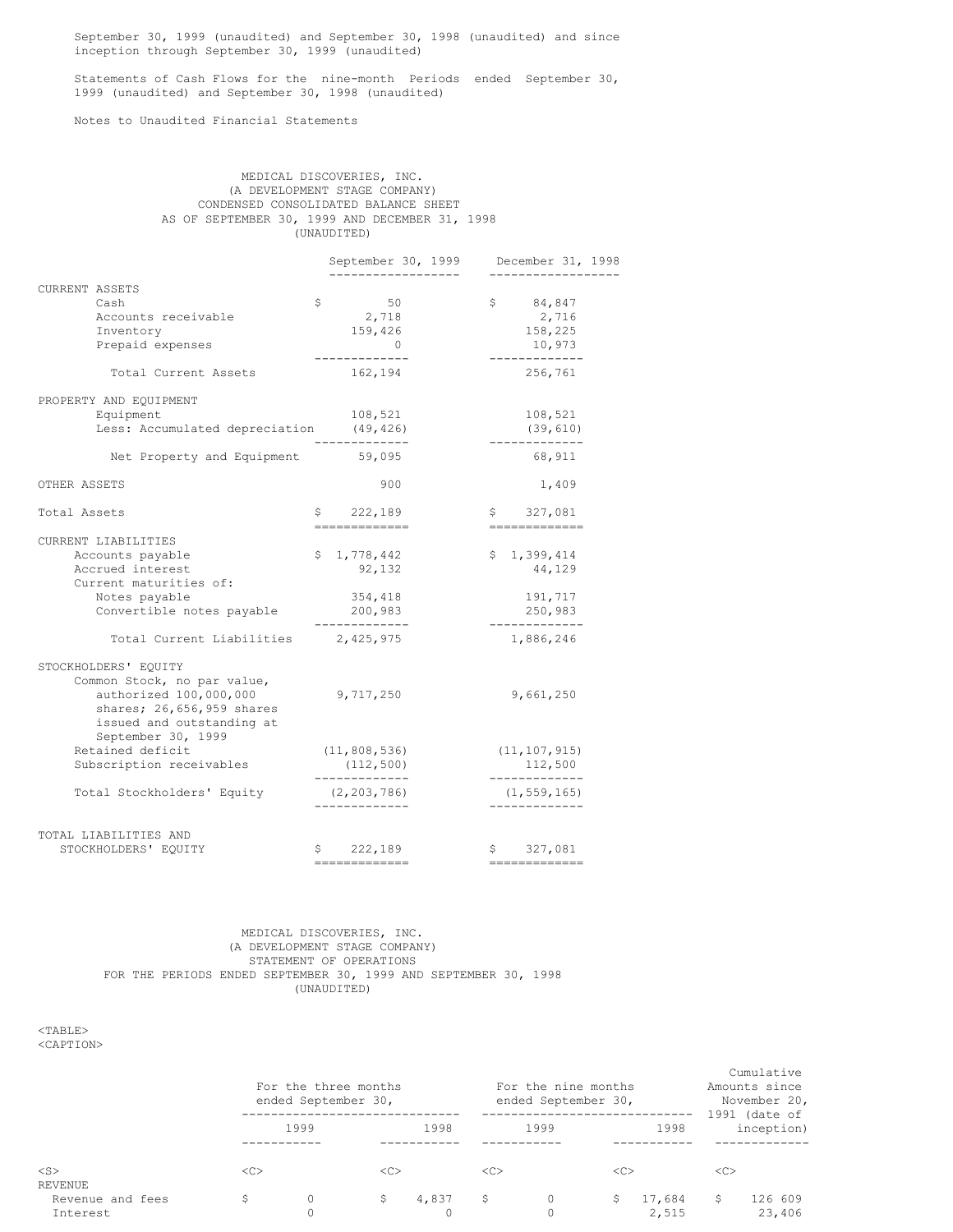September 30, 1999 (unaudited) and September 30, 1998 (unaudited) and since inception through September 30, 1999 (unaudited)

Statements of Cash Flows for the nine-month Periods ended September 30, 1999 (unaudited) and September 30, 1998 (unaudited)

Notes to Unaudited Financial Statements

MEDICAL DISCOVERIES, INC.
(A DEVELOPMENT STAGE COMPANY)
CONDENSED CONSOLIDATED BALANCE SHEET
AS OF SEPTEMBER 30, 1999 AND DECEMBER 31, 1998
(UNAUDITED)

| | September 30, 1999 | December 31, 1998 |
|---|---|---|
| CURRENT ASSETS | | |
| Cash | $ 50 | $ 84,847 |
| Accounts receivable | 2,718 | 2,716 |
| Inventory | 159,426 | 158,225 |
| Prepaid expenses | 0 | 10,973 |
| Total Current Assets | 162,194 | 256,761 |
| PROPERTY AND EQUIPMENT | | |
| Equipment | 108,521 | 108,521 |
| Less: Accumulated depreciation | (49,426) | (39,610) |
| Net Property and Equipment | 59,095 | 68,911 |
| OTHER ASSETS | 900 | 1,409 |
| Total Assets | $ 222,189 | $ 327,081 |
| CURRENT LIABILITIES | | |
| Accounts payable | $ 1,778,442 | $ 1,399,414 |
| Accrued interest | 92,132 | 44,129 |
| Current maturities of: | | |
| Notes payable | 354,418 | 191,717 |
| Convertible notes payable | 200,983 | 250,983 |
| Total Current Liabilities | 2,425,975 | 1,886,246 |
| STOCKHOLDERS' EQUITY | | |
| Common Stock, no par value, authorized 100,000,000 shares; 26,656,959 shares issued and outstanding at September 30, 1999 | 9,717,250 | 9,661,250 |
| Retained deficit | (11,808,536) | (11,107,915) |
| Subscription receivables | (112,500) | 112,500 |
| Total Stockholders' Equity | (2,203,786) | (1,559,165) |
| TOTAL LIABILITIES AND STOCKHOLDERS' EQUITY | $ 222,189 | $ 327,081 |

MEDICAL DISCOVERIES, INC.
(A DEVELOPMENT STAGE COMPANY)
STATEMENT OF OPERATIONS
FOR THE PERIODS ENDED SEPTEMBER 30, 1999 AND SEPTEMBER 30, 1998
(UNAUDITED)

| | For the three months ended September 30, | | For the nine months ended September 30, | | Cumulative Amounts since November 20, 1991 (date of inception) |
|---|---|---|---|---|---|
| | 1999 | 1998 | 1999 | 1998 | |
| REVENUE | | | | | |
| Revenue and fees | $ 0 | $ 4,837 | $ 0 | $ 17,684 | $ 126 609 |
| Interest | 0 | 0 | 0 | 2,515 | 23,406 |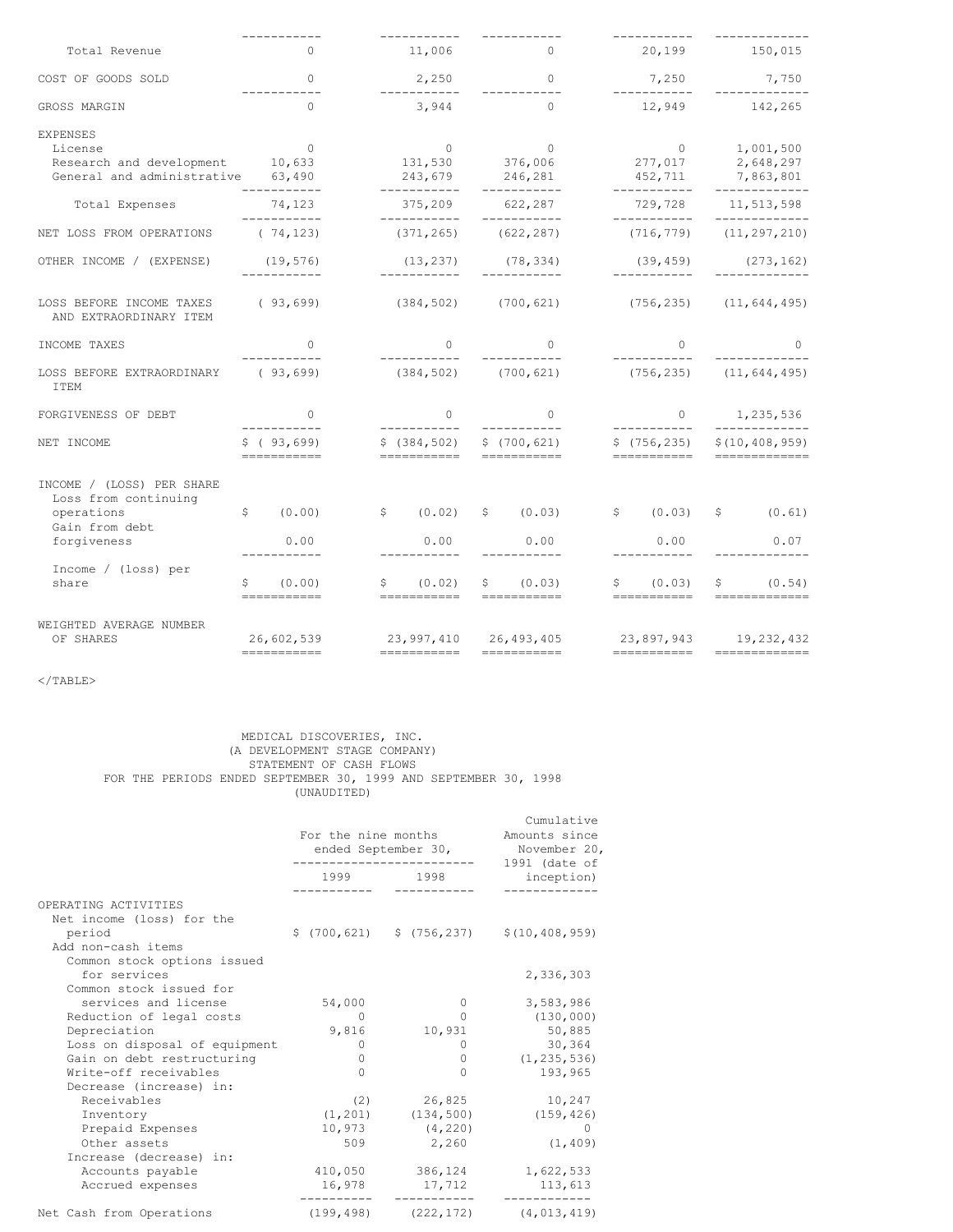| | | | | | |
|---|---|---|---|---|---|
| Total Revenue | 0 | 11,006 | 0 | 20,199 | 150,015 |
| COST OF GOODS SOLD | 0 | 2,250 | 0 | 7,250 | 7,750 |
| GROSS MARGIN | 0 | 3,944 | 0 | 12,949 | 142,265 |
| EXPENSES | | | | | |
| License | 0 | 0 | 0 | 0 | 1,001,500 |
| Research and development | 10,633 | 131,530 | 376,006 | 277,017 | 2,648,297 |
| General and administrative | 63,490 | 243,679 | 246,281 | 452,711 | 7,863,801 |
| Total Expenses | 74,123 | 375,209 | 622,287 | 729,728 | 11,513,598 |
| NET LOSS FROM OPERATIONS | ( 74,123) | (371,265) | (622,287) | (716,779) | (11,297,210) |
| OTHER INCOME / (EXPENSE) | (19,576) | (13,237) | (78,334) | (39,459) | (273,162) |
| LOSS BEFORE INCOME TAXES AND EXTRAORDINARY ITEM | ( 93,699) | (384,502) | (700,621) | (756,235) | (11,644,495) |
| INCOME TAXES | 0 | 0 | 0 | 0 | 0 |
| LOSS BEFORE EXTRAORDINARY ITEM | ( 93,699) | (384,502) | (700,621) | (756,235) | (11,644,495) |
| FORGIVENESS OF DEBT | 0 | 0 | 0 | 0 | 1,235,536 |
| NET INCOME | $ ( 93,699) | $ (384,502) | $ (700,621) | $ (756,235) | $(10,408,959) |
| INCOME / (LOSS) PER SHARE | | | | | |
| Loss from continuing operations | $ (0.00) | $ (0.02) | $ (0.03) | $ (0.03) | $ (0.61) |
| Gain from debt forgiveness | 0.00 | 0.00 | 0.00 | 0.00 | 0.07 |
| Income / (loss) per share | $ (0.00) | $ (0.02) | $ (0.03) | $ (0.03) | $ (0.54) |
| WEIGHTED AVERAGE NUMBER OF SHARES | 26,602,539 | 23,997,410 | 26,493,405 | 23,897,943 | 19,232,432 |

</TABLE>

MEDICAL DISCOVERIES, INC.
(A DEVELOPMENT STAGE COMPANY)
STATEMENT OF CASH FLOWS
FOR THE PERIODS ENDED SEPTEMBER 30, 1999 AND SEPTEMBER 30, 1998
(UNAUDITED)

| | For the nine months ended September 30, 1999 | 1998 | Cumulative Amounts since November 20, 1991 (date of inception) |
|---|---|---|---|
| OPERATING ACTIVITIES | | | |
| Net income (loss) for the period | $ (700,621) | $ (756,237) | $(10,408,959) |
| Add non-cash items | | | |
| Common stock options issued for services | | | 2,336,303 |
| Common stock issued for services and license | 54,000 | 0 | 3,583,986 |
| Reduction of legal costs | 0 | 0 | (130,000) |
| Depreciation | 9,816 | 10,931 | 50,885 |
| Loss on disposal of equipment | 0 | 0 | 30,364 |
| Gain on debt restructuring | 0 | 0 | (1,235,536) |
| Write-off receivables | 0 | 0 | 193,965 |
| Decrease (increase) in: | | | |
| Receivables | (2) | 26,825 | 10,247 |
| Inventory | (1,201) | (134,500) | (159,426) |
| Prepaid Expenses | 10,973 | (4,220) | 0 |
| Other assets | 509 | 2,260 | (1,409) |
| Increase (decrease) in: | | | |
| Accounts payable | 410,050 | 386,124 | 1,622,533 |
| Accrued expenses | 16,978 | 17,712 | 113,613 |
| Net Cash from Operations | (199,498) | (222,172) | (4,013,419) |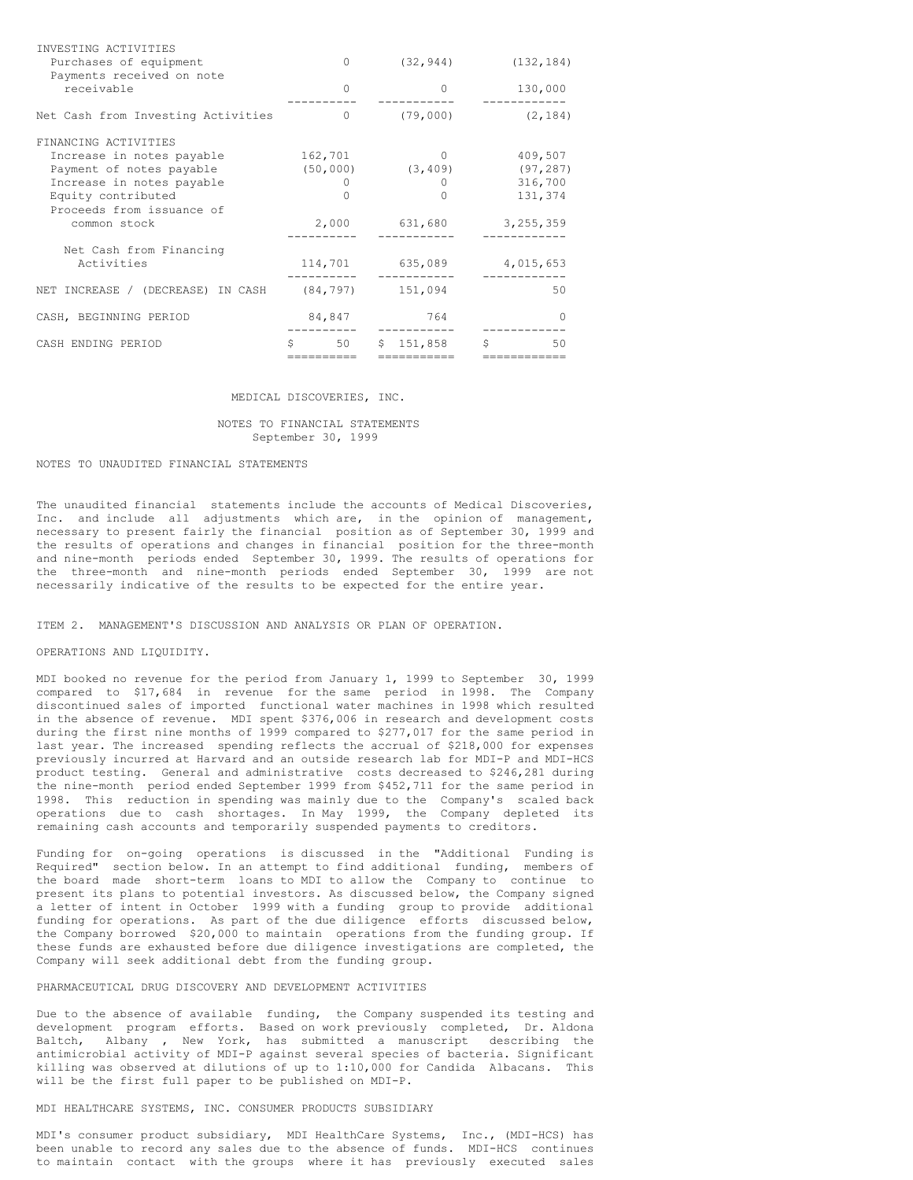| | | | |
|---|---|---|---|
| INVESTING ACTIVITIES | | | |
| Purchases of equipment | 0 | (32,944) | (132,184) |
| Payments received on note receivable | 0 | 0 | 130,000 |
| Net Cash from Investing Activities | 0 | (79,000) | (2,184) |
| FINANCING ACTIVITIES | | | |
| Increase in notes payable | 162,701 | 0 | 409,507 |
| Payment of notes payable | (50,000) | (3,409) | (97,287) |
| Increase in notes payable | 0 | 0 | 316,700 |
| Equity contributed | 0 | 0 | 131,374 |
| Proceeds from issuance of common stock | 2,000 | 631,680 | 3,255,359 |
| Net Cash from Financing Activities | 114,701 | 635,089 | 4,015,653 |
| NET INCREASE / (DECREASE) IN CASH | (84,797) | 151,094 | 50 |
| CASH, BEGINNING PERIOD | 84,847 | 764 | 0 |
| CASH ENDING PERIOD | $ 50 | $ 151,858 | $ 50 |

MEDICAL DISCOVERIES, INC.

NOTES TO FINANCIAL STATEMENTS
September 30, 1999

NOTES TO UNAUDITED FINANCIAL STATEMENTS

The unaudited financial statements include the accounts of Medical Discoveries, Inc. and include all adjustments which are, in the opinion of management, necessary to present fairly the financial position as of September 30, 1999 and the results of operations and changes in financial position for the three-month and nine-month periods ended September 30, 1999. The results of operations for the three-month and nine-month periods ended September 30, 1999 are not necessarily indicative of the results to be expected for the entire year.

ITEM 2. MANAGEMENT'S DISCUSSION AND ANALYSIS OR PLAN OF OPERATION.

OPERATIONS AND LIQUIDITY.

MDI booked no revenue for the period from January 1, 1999 to September 30, 1999 compared to $17,684 in revenue for the same period in 1998. The Company discontinued sales of imported functional water machines in 1998 which resulted in the absence of revenue. MDI spent $376,006 in research and development costs during the first nine months of 1999 compared to $277,017 for the same period in last year. The increased spending reflects the accrual of $218,000 for expenses previously incurred at Harvard and an outside research lab for MDI-P and MDI-HCS product testing. General and administrative costs decreased to $246,281 during the nine-month period ended September 1999 from $452,711 for the same period in 1998. This reduction in spending was mainly due to the Company's scaled back operations due to cash shortages. In May 1999, the Company depleted its remaining cash accounts and temporarily suspended payments to creditors.

Funding for on-going operations is discussed in the "Additional Funding is Required" section below. In an attempt to find additional funding, members of the board made short-term loans to MDI to allow the Company to continue to present its plans to potential investors. As discussed below, the Company signed a letter of intent in October 1999 with a funding group to provide additional funding for operations. As part of the due diligence efforts discussed below, the Company borrowed $20,000 to maintain operations from the funding group. If these funds are exhausted before due diligence investigations are completed, the Company will seek additional debt from the funding group.

PHARMACEUTICAL DRUG DISCOVERY AND DEVELOPMENT ACTIVITIES

Due to the absence of available funding, the Company suspended its testing and development program efforts. Based on work previously completed, Dr. Aldona Baltch, Albany , New York, has submitted a manuscript describing the antimicrobial activity of MDI-P against several species of bacteria. Significant killing was observed at dilutions of up to 1:10,000 for Candida Albacans. This will be the first full paper to be published on MDI-P.

MDI HEALTHCARE SYSTEMS, INC. CONSUMER PRODUCTS SUBSIDIARY

MDI's consumer product subsidiary, MDI HealthCare Systems, Inc., (MDI-HCS) has been unable to record any sales due to the absence of funds. MDI-HCS continues to maintain contact with the groups where it has previously executed sales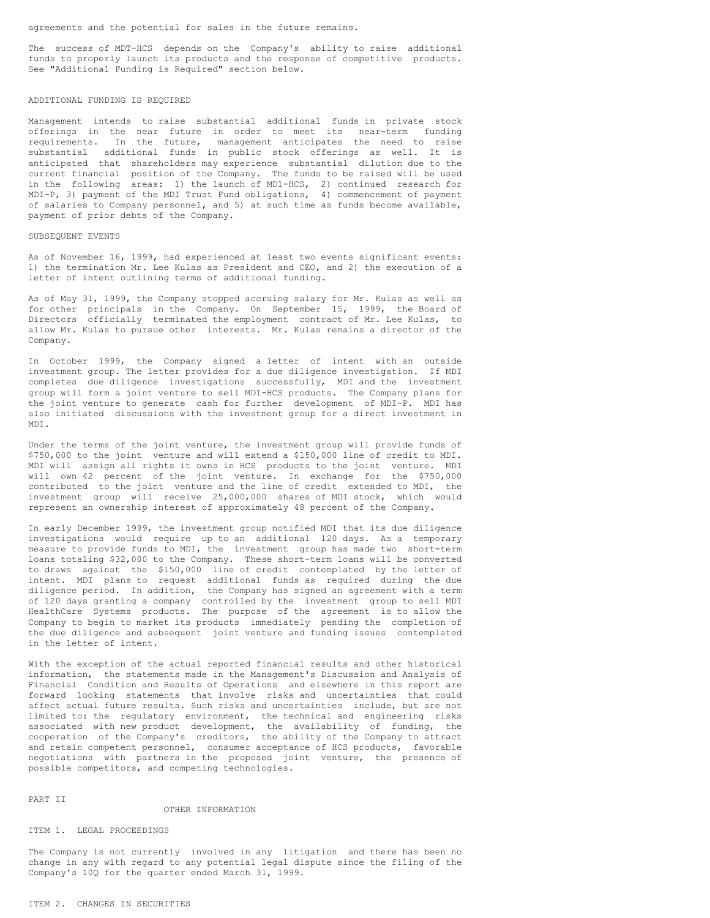agreements and the potential for sales in the future remains.

The success of MDT-HCS depends on the Company's ability to raise additional funds to properly launch its products and the response of competitive products. See "Additional Funding is Required" section below.

## ADDITIONAL FUNDING IS REQUIRED

Management intends to raise substantial additional funds in private stock offerings in the near future in order to meet its near-term funding requirements. In the future, management anticipates the need to raise substantial additional funds in public stock offerings as well. It is anticipated that shareholders may experience substantial dilution due to the current financial position of the Company. The funds to be raised will be used in the following areas: 1) the launch of MDl-HCS, 2) continued research for MDI-P, 3) payment of the MDI Trust Fund obligations, 4) commencement of payment of salaries to Company personnel, and 5) at such time as funds become available, payment of prior debts of the Company.

## SUBSEQUENT EVENTS

As of November 16, 1999, had experienced at least two events significant events: 1) the termination Mr. Lee Kulas as President and CEO, and 2) the execution of a letter of intent outlining terms of additional funding.

As of May 31, 1999, the Company stopped accruing salary for Mr. Kulas as well as for other principals in the Company. On September 15, 1999, the Board of Directors officially terminated the employment contract of Mr. Lee Kulas, to allow Mr. Kulas to pursue other interests. Mr. Kulas remains a director of the Company.

In October 1999, the Company signed a letter of intent with an outside investment group. The letter provides for a due diligence investigation. If MDI completes due diligence investigations successfully, MDI and the investment group will form a joint venture to sell MDI-HCS products. The Company plans for the joint venture to generate cash for further development of MDI-P. MDI has also initiated discussions with the investment group for a direct investment in MDI.

Under the terms of the joint venture, the investment group will provide funds of $750,000 to the joint venture and will extend a $150,000 line of credit to MDI. MDI will assign all rights it owns in HCS products to the joint venture. MDI will own 42 percent of the joint venture. In exchange for the $750,000 contributed to the joint venture and the line of credit extended to MDI, the investment group will receive 25,000,000 shares of MDI stock, which would represent an ownership interest of approximately 48 percent of the Company.

In early December 1999, the investment group notified MDI that its due diligence investigations would require up to an additional 120 days. As a temporary measure to provide funds to MDI, the investment group has made two short-term loans totaling $32,000 to the Company. These short-term loans will be converted to draws against the $150,000 line of credit contemplated by the letter of intent. MDI plans to request additional funds as required during the due diligence period. In addition, the Company has signed an agreement with a term of 120 days granting a company controlled by the investment group to sell MDI HealthCare Systems products. The purpose of the agreement is to allow the Company to begin to market its products immediately pending the completion of the due diligence and subsequent joint venture and funding issues contemplated in the letter of intent.

With the exception of the actual reported financial results and other historical information, the statements made in the Management's Discussion and Analysis of Financial Condition and Results of Operations and elsewhere in this report are forward looking statements that involve risks and uncertainties that could affect actual future results. Such risks and uncertainties include, but are not limited to: the regulatory environment, the technical and engineering risks associated with new product development, the availability of funding, the cooperation of the Company's creditors, the ability of the Company to attract and retain competent personnel, consumer acceptance of HCS products, favorable negotiations with partners in the proposed joint venture, the presence of possible competitors, and competing technologies.

# PART II

## OTHER INFORMATION

### ITEM 1. LEGAL PROCEEDINGS

The Company is not currently involved in any litigation and there has been no change in any with regard to any potential legal dispute since the filing of the Company's 10Q for the quarter ended March 31, 1999.

### ITEM 2. CHANGES IN SECURITIES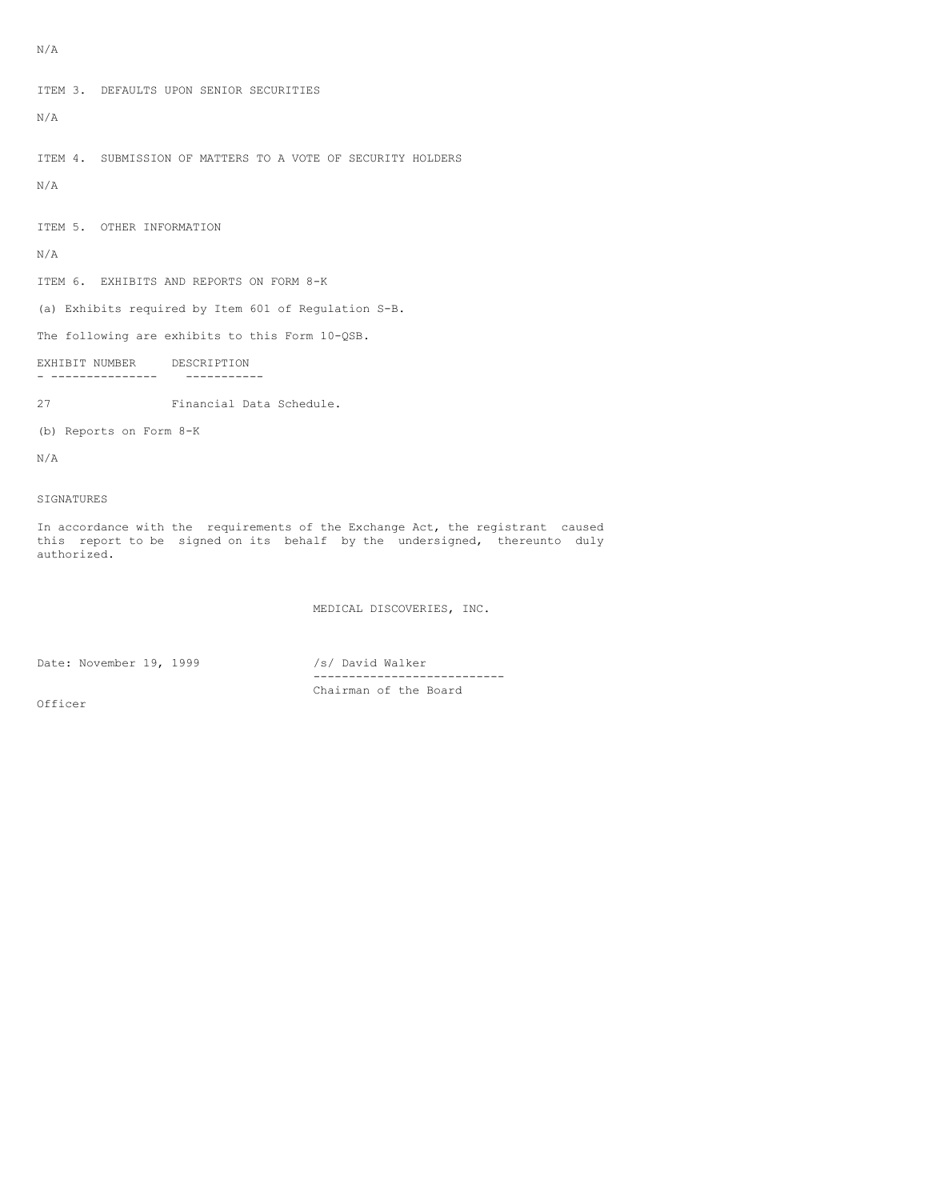N/A

ITEM 3. DEFAULTS UPON SENIOR SECURITIES

N/A

ITEM 4. SUBMISSION OF MATTERS TO A VOTE OF SECURITY HOLDERS

N/A

ITEM 5. OTHER INFORMATION

N/A

ITEM 6. EXHIBITS AND REPORTS ON FORM 8-K

(a) Exhibits required by Item 601 of Regulation S-B.

The following are exhibits to this Form 10-QSB.

| EXHIBIT NUMBER | DESCRIPTION |
|---|---|
| 27 | Financial Data Schedule. |

(b) Reports on Form 8-K

N/A

SIGNATURES

In accordance with the requirements of the Exchange Act, the registrant caused this report to be signed on its behalf by the undersigned, thereunto duly authorized.

MEDICAL DISCOVERIES, INC.

Date: November 19, 1999

/s/ David Walker

Chairman of the Board

Officer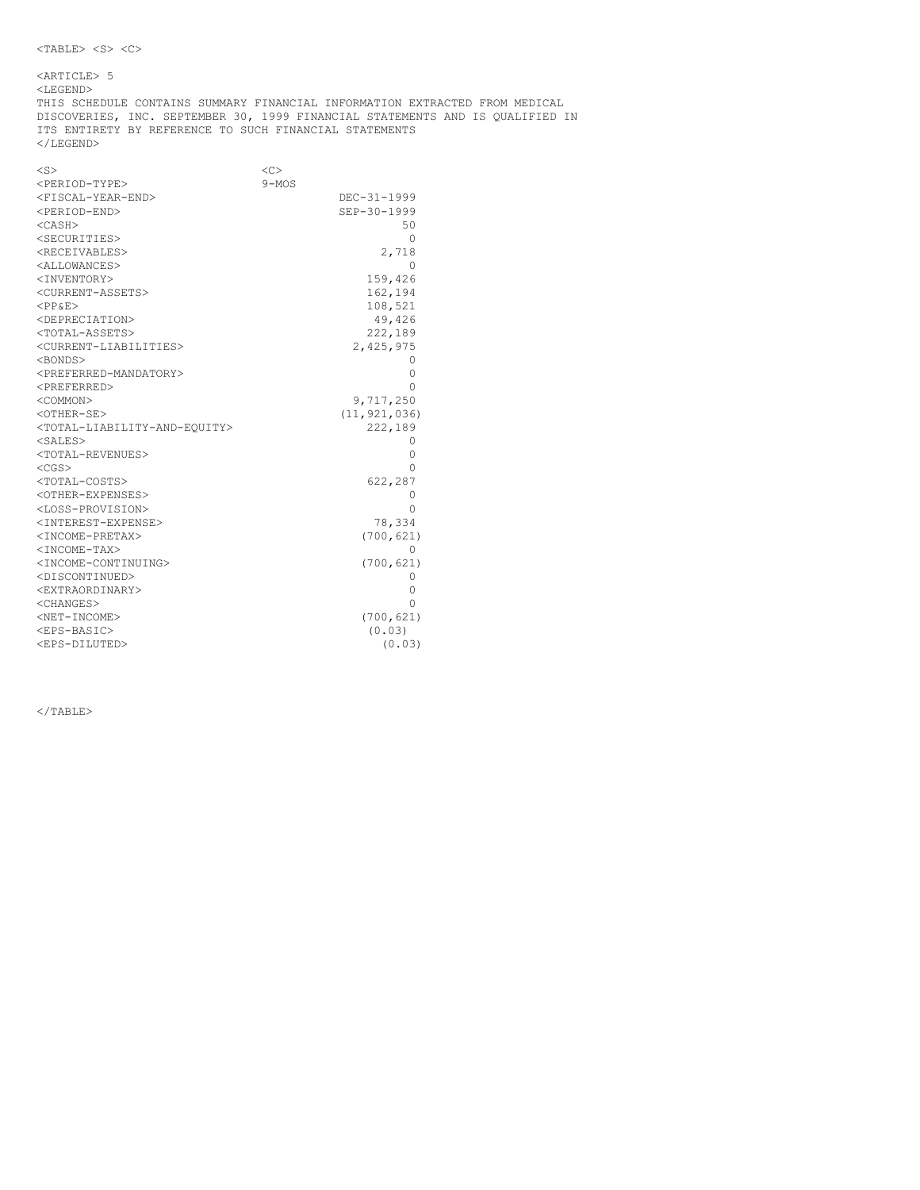<TABLE> <S> <C>

<ARTICLE> 5
<LEGEND>
THIS SCHEDULE CONTAINS SUMMARY FINANCIAL INFORMATION EXTRACTED FROM MEDICAL DISCOVERIES, INC. SEPTEMBER 30, 1999 FINANCIAL STATEMENTS AND IS QUALIFIED IN ITS ENTIRETY BY REFERENCE TO SUCH FINANCIAL STATEMENTS
</LEGEND>

| <S> | <C> |
|---|---|
| <PERIOD-TYPE> | 9-MOS |
| <FISCAL-YEAR-END> | DEC-31-1999 |
| <PERIOD-END> | SEP-30-1999 |
| <CASH> | 50 |
| <SECURITIES> | 0 |
| <RECEIVABLES> | 2,718 |
| <ALLOWANCES> | 0 |
| <INVENTORY> | 159,426 |
| <CURRENT-ASSETS> | 162,194 |
| <PP&E> | 108,521 |
| <DEPRECIATION> | 49,426 |
| <TOTAL-ASSETS> | 222,189 |
| <CURRENT-LIABILITIES> | 2,425,975 |
| <BONDS> | 0 |
| <PREFERRED-MANDATORY> | 0 |
| <PREFERRED> | 0 |
| <COMMON> | 9,717,250 |
| <OTHER-SE> | (11,921,036) |
| <TOTAL-LIABILITY-AND-EQUITY> | 222,189 |
| <SALES> | 0 |
| <TOTAL-REVENUES> | 0 |
| <CGS> | 0 |
| <TOTAL-COSTS> | 622,287 |
| <OTHER-EXPENSES> | 0 |
| <LOSS-PROVISION> | 0 |
| <INTEREST-EXPENSE> | 78,334 |
| <INCOME-PRETAX> | (700,621) |
| <INCOME-TAX> | 0 |
| <INCOME-CONTINUING> | (700,621) |
| <DISCONTINUED> | 0 |
| <EXTRAORDINARY> | 0 |
| <CHANGES> | 0 |
| <NET-INCOME> | (700,621) |
| <EPS-BASIC> | (0.03) |
| <EPS-DILUTED> | (0.03) |

</TABLE>